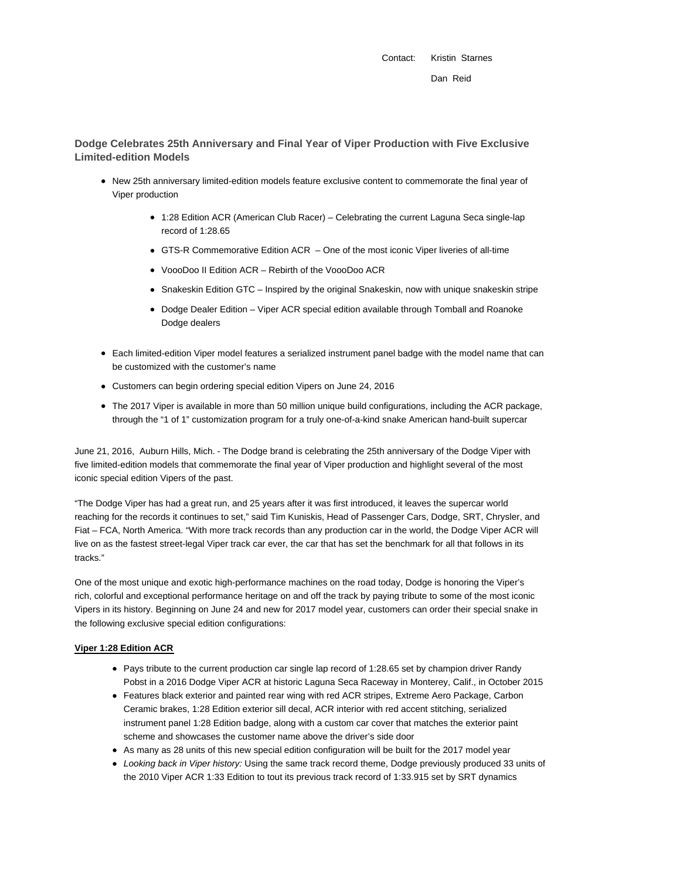Contact: Kristin Starnes

Dan Reid

## Dodge Celebrates 25th Anniversary and Final Year of Viper Production with Five Exclusive Limited-edition Models

- New 25th anniversary limited-edition models feature exclusive content to commemorate the final year of Viper production
    - 1:28 Edition ACR (American Club Racer) – Celebrating the current Laguna Seca single-lap record of 1:28.65
    - GTS-R Commemorative Edition ACR – One of the most iconic Viper liveries of all-time
    - VoooDoo II Edition ACR – Rebirth of the VoooDoo ACR
    - Snakeskin Edition GTC – Inspired by the original Snakeskin, now with unique snakeskin stripe
    - Dodge Dealer Edition – Viper ACR special edition available through Tomball and Roanoke Dodge dealers
- Each limited-edition Viper model features a serialized instrument panel badge with the model name that can be customized with the customer's name
- Customers can begin ordering special edition Vipers on June 24, 2016
- The 2017 Viper is available in more than 50 million unique build configurations, including the ACR package, through the "1 of 1" customization program for a truly one-of-a-kind snake American hand-built supercar

June 21, 2016, Auburn Hills, Mich. - The Dodge brand is celebrating the 25th anniversary of the Dodge Viper with five limited-edition models that commemorate the final year of Viper production and highlight several of the most iconic special edition Vipers of the past.

"The Dodge Viper has had a great run, and 25 years after it was first introduced, it leaves the supercar world reaching for the records it continues to set," said Tim Kuniskis, Head of Passenger Cars, Dodge, SRT, Chrysler, and Fiat – FCA, North America. "With more track records than any production car in the world, the Dodge Viper ACR will live on as the fastest street-legal Viper track car ever, the car that has set the benchmark for all that follows in its tracks."

One of the most unique and exotic high-performance machines on the road today, Dodge is honoring the Viper's rich, colorful and exceptional performance heritage on and off the track by paying tribute to some of the most iconic Vipers in its history. Beginning on June 24 and new for 2017 model year, customers can order their special snake in the following exclusive special edition configurations:

**Viper 1:28 Edition ACR**

- Pays tribute to the current production car single lap record of 1:28.65 set by champion driver Randy Pobst in a 2016 Dodge Viper ACR at historic Laguna Seca Raceway in Monterey, Calif., in October 2015
- Features black exterior and painted rear wing with red ACR stripes, Extreme Aero Package, Carbon Ceramic brakes, 1:28 Edition exterior sill decal, ACR interior with red accent stitching, serialized instrument panel 1:28 Edition badge, along with a custom car cover that matches the exterior paint scheme and showcases the customer name above the driver's side door
- As many as 28 units of this new special edition configuration will be built for the 2017 model year
- *Looking back in Viper history:* Using the same track record theme, Dodge previously produced 33 units of the 2010 Viper ACR 1:33 Edition to tout its previous track record of 1:33.915 set by SRT dynamics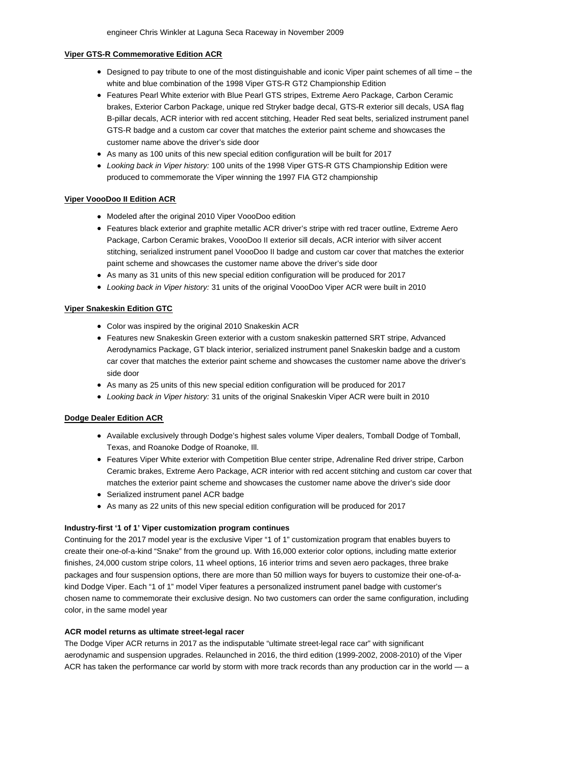engineer Chris Winkler at Laguna Seca Raceway in November 2009

**Viper GTS-R Commemorative Edition ACR**

- Designed to pay tribute to one of the most distinguishable and iconic Viper paint schemes of all time – the white and blue combination of the 1998 Viper GTS-R GT2 Championship Edition
- Features Pearl White exterior with Blue Pearl GTS stripes, Extreme Aero Package, Carbon Ceramic brakes, Exterior Carbon Package, unique red Stryker badge decal, GTS-R exterior sill decals, USA flag B-pillar decals, ACR interior with red accent stitching, Header Red seat belts, serialized instrument panel GTS-R badge and a custom car cover that matches the exterior paint scheme and showcases the customer name above the driver's side door
- As many as 100 units of this new special edition configuration will be built for 2017
- *Looking back in Viper history:* 100 units of the 1998 Viper GTS-R GTS Championship Edition were produced to commemorate the Viper winning the 1997 FIA GT2 championship

**Viper VoooDoo II Edition ACR**

- Modeled after the original 2010 Viper VoooDoo edition
- Features black exterior and graphite metallic ACR driver's stripe with red tracer outline, Extreme Aero Package, Carbon Ceramic brakes, VoooDoo II exterior sill decals, ACR interior with silver accent stitching, serialized instrument panel VoooDoo II badge and custom car cover that matches the exterior paint scheme and showcases the customer name above the driver's side door
- As many as 31 units of this new special edition configuration will be produced for 2017
- *Looking back in Viper history:* 31 units of the original VoooDoo Viper ACR were built in 2010

**Viper Snakeskin Edition GTC**

- Color was inspired by the original 2010 Snakeskin ACR
- Features new Snakeskin Green exterior with a custom snakeskin patterned SRT stripe, Advanced Aerodynamics Package, GT black interior, serialized instrument panel Snakeskin badge and a custom car cover that matches the exterior paint scheme and showcases the customer name above the driver's side door
- As many as 25 units of this new special edition configuration will be produced for 2017
- *Looking back in Viper history:* 31 units of the original Snakeskin Viper ACR were built in 2010

**Dodge Dealer Edition ACR**

- Available exclusively through Dodge's highest sales volume Viper dealers, Tomball Dodge of Tomball, Texas, and Roanoke Dodge of Roanoke, Ill.
- Features Viper White exterior with Competition Blue center stripe, Adrenaline Red driver stripe, Carbon Ceramic brakes, Extreme Aero Package, ACR interior with red accent stitching and custom car cover that matches the exterior paint scheme and showcases the customer name above the driver's side door
- Serialized instrument panel ACR badge
- As many as 22 units of this new special edition configuration will be produced for 2017

**Industry-first '1 of 1' Viper customization program continues**

Continuing for the 2017 model year is the exclusive Viper "1 of 1" customization program that enables buyers to create their one-of-a-kind "Snake" from the ground up. With 16,000 exterior color options, including matte exterior finishes, 24,000 custom stripe colors, 11 wheel options, 16 interior trims and seven aero packages, three brake packages and four suspension options, there are more than 50 million ways for buyers to customize their one-of-a-kind Dodge Viper. Each "1 of 1" model Viper features a personalized instrument panel badge with customer's chosen name to commemorate their exclusive design. No two customers can order the same configuration, including color, in the same model year

**ACR model returns as ultimate street-legal racer**

The Dodge Viper ACR returns in 2017 as the indisputable "ultimate street-legal race car" with significant aerodynamic and suspension upgrades. Relaunched in 2016, the third edition (1999-2002, 2008-2010) of the Viper ACR has taken the performance car world by storm with more track records than any production car in the world — a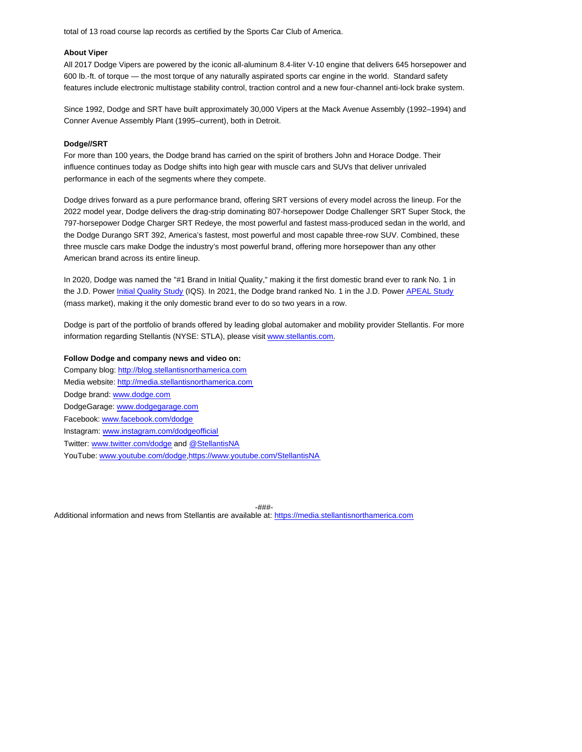total of 13 road course lap records as certified by the Sports Car Club of America.

**About Viper**

All 2017 Dodge Vipers are powered by the iconic all-aluminum 8.4-liter V-10 engine that delivers 645 horsepower and 600 lb.-ft. of torque — the most torque of any naturally aspirated sports car engine in the world. Standard safety features include electronic multistage stability control, traction control and a new four-channel anti-lock brake system.

Since 1992, Dodge and SRT have built approximately 30,000 Vipers at the Mack Avenue Assembly (1992–1994) and Conner Avenue Assembly Plant (1995–current), both in Detroit.

**Dodge//SRT**

For more than 100 years, the Dodge brand has carried on the spirit of brothers John and Horace Dodge. Their influence continues today as Dodge shifts into high gear with muscle cars and SUVs that deliver unrivaled performance in each of the segments where they compete.

Dodge drives forward as a pure performance brand, offering SRT versions of every model across the lineup. For the 2022 model year, Dodge delivers the drag-strip dominating 807-horsepower Dodge Challenger SRT Super Stock, the 797-horsepower Dodge Charger SRT Redeye, the most powerful and fastest mass-produced sedan in the world, and the Dodge Durango SRT 392, America's fastest, most powerful and most capable three-row SUV. Combined, these three muscle cars make Dodge the industry's most powerful brand, offering more horsepower than any other American brand across its entire lineup.

In 2020, Dodge was named the "#1 Brand in Initial Quality," making it the first domestic brand ever to rank No. 1 in the J.D. Power Initial Quality Study (IQS). In 2021, the Dodge brand ranked No. 1 in the J.D. Power APEAL Study (mass market), making it the only domestic brand ever to do so two years in a row.

Dodge is part of the portfolio of brands offered by leading global automaker and mobility provider Stellantis. For more information regarding Stellantis (NYSE: STLA), please visit www.stellantis.com.

**Follow Dodge and company news and video on:**

Company blog: http://blog.stellantisnorthamerica.com
Media website: http://media.stellantisnorthamerica.com
Dodge brand: www.dodge.com
DodgeGarage: www.dodgegarage.com
Facebook: www.facebook.com/dodge
Instagram: www.instagram.com/dodgeofficial
Twitter: www.twitter.com/dodge and @StellantisNA
YouTube: www.youtube.com/dodge,https://www.youtube.com/StellantisNA

-###-

Additional information and news from Stellantis are available at: https://media.stellantisnorthamerica.com